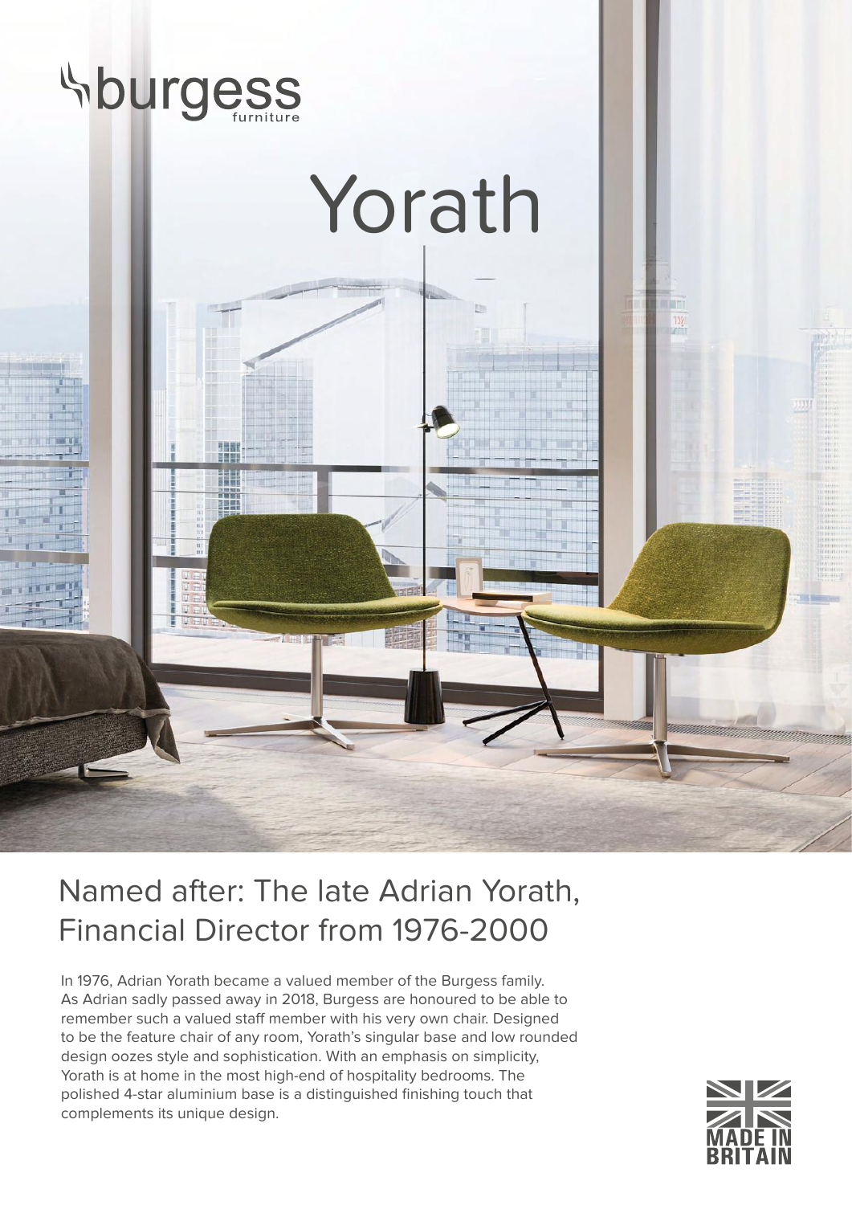burgess furniture

# Yorath

## Named after: The late Adrian Yorath, Financial Director from 1976-2000

In 1976, Adrian Yorath became a valued member of the Burgess family. As Adrian sadly passed away in 2018, Burgess are honoured to be able to remember such a valued staff member with his very own chair. Designed to be the feature chair of any room, Yorath's singular base and low rounded design oozes style and sophistication. With an emphasis on simplicity, Yorath is at home in the most high-end of hospitality bedrooms. The polished 4-star aluminium base is a distinguished finishing touch that complements its unique design.

MADE IN BRITAIN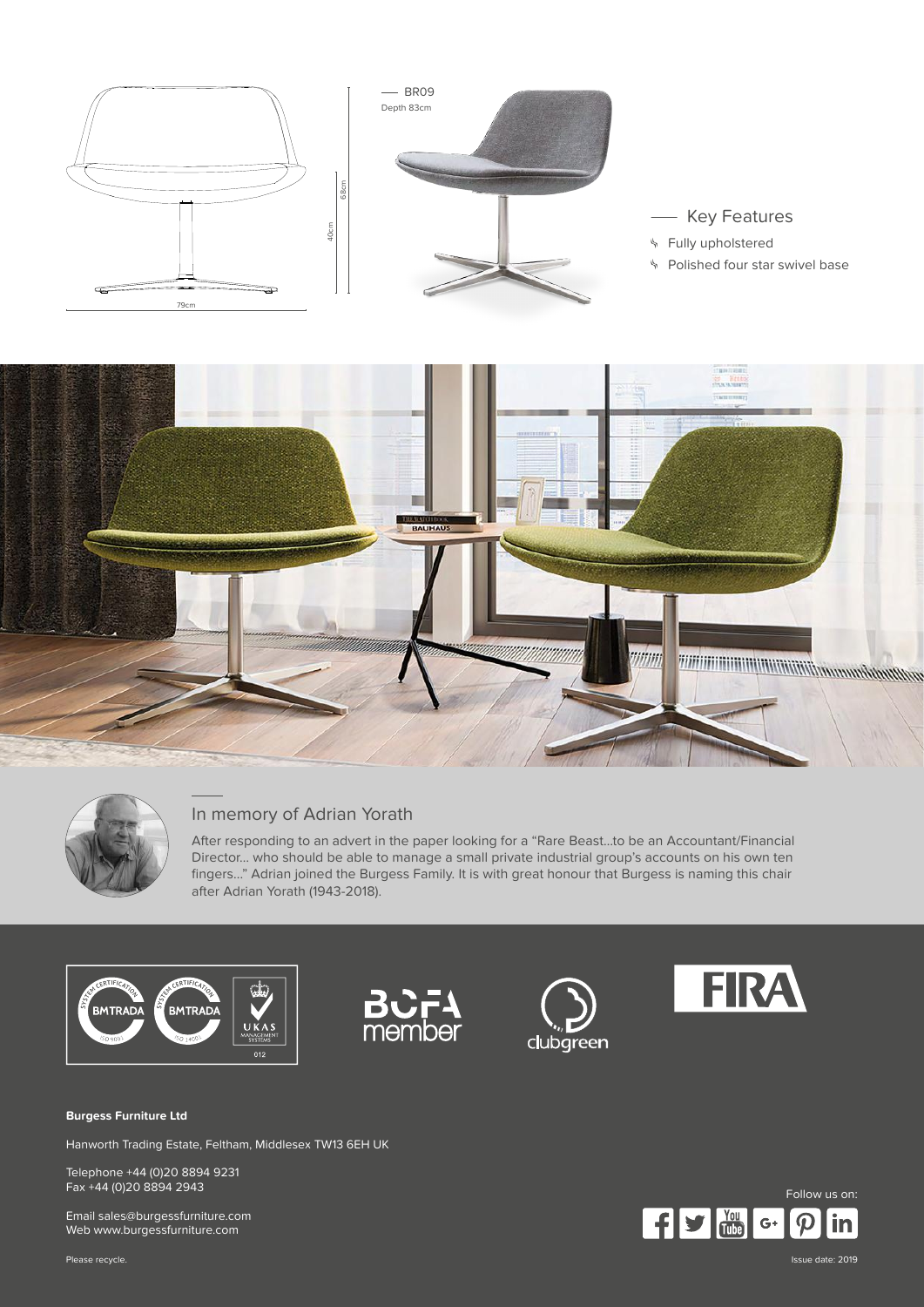— BR09

Depth 83cm

79cm

40cm

68cm

## Key Features

- Fully upholstered
- Polished four star swivel base

## In memory of Adrian Yorath

After responding to an advert in the paper looking for a "Rare Beast...to be an Accountant/Financial Director... who should be able to manage a small private industrial group's accounts on his own ten fingers..." Adrian joined the Burgess Family. It is with great honour that Burgess is naming this chair after Adrian Yorath (1943-2018).

**Burgess Furniture Ltd**

Hanworth Trading Estate, Feltham, Middlesex TW13 6EH UK

Telephone +44 (0)20 8894 9231
Fax +44 (0)20 8894 2943

Email sales@burgessfurniture.com
Web www.burgessfurniture.com

Follow us on:

Please recycle.

Issue date: 2019